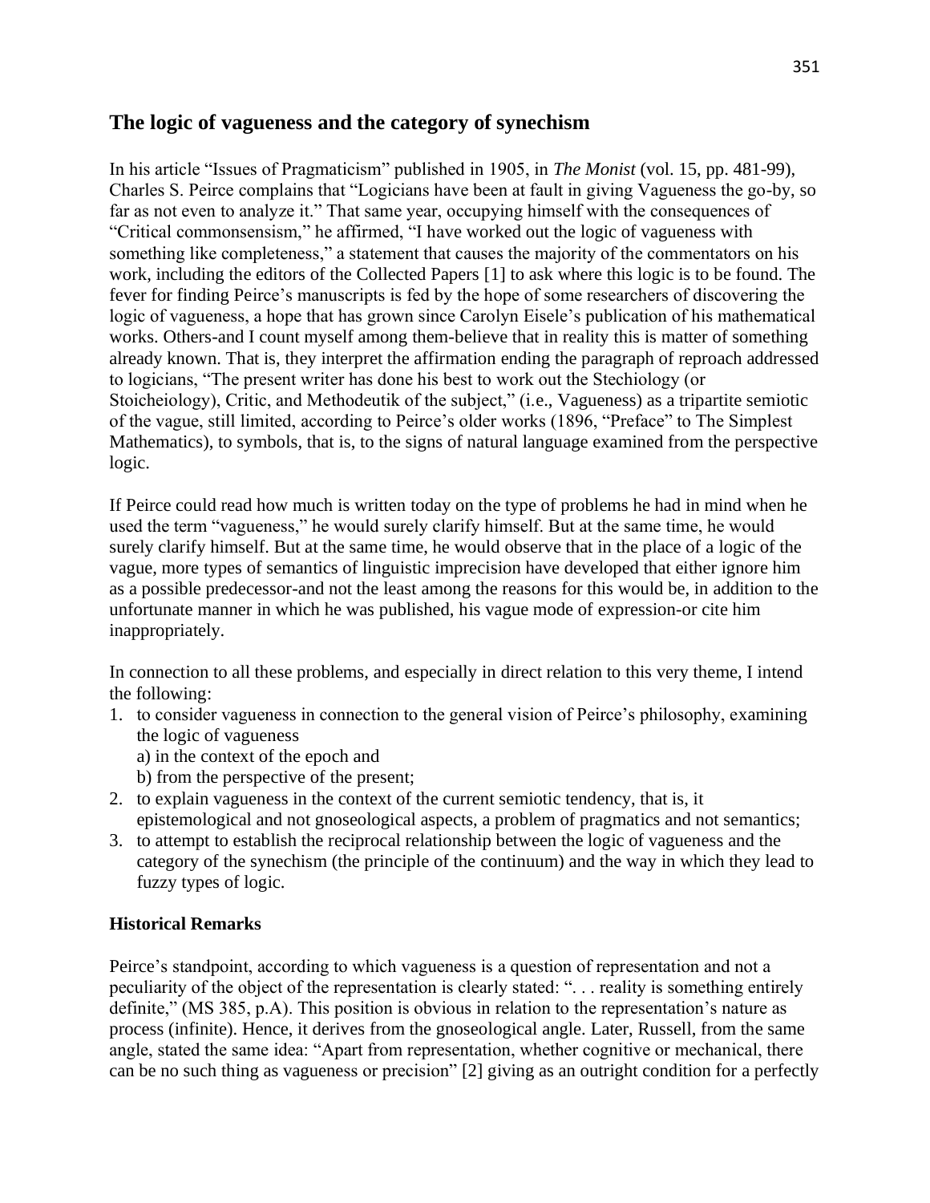## The logic of vagueness and the category of synechism

In his article "Issues of Pragmaticism" published in 1905, in *The Monist* (vol. 15, pp. 481-99), Charles S. Peirce complains that "Logicians have been at fault in giving Vagueness the go-by, so far as not even to analyze it." That same year, occupying himself with the consequences of "Critical commonsensism," he affirmed, "I have worked out the logic of vagueness with something like completeness," a statement that causes the majority of the commentators on his work, including the editors of the Collected Papers [1] to ask where this logic is to be found. The fever for finding Peirce's manuscripts is fed by the hope of some researchers of discovering the logic of vagueness, a hope that has grown since Carolyn Eisele's publication of his mathematical works. Others-and I count myself among them-believe that in reality this is matter of something already known. That is, they interpret the affirmation ending the paragraph of reproach addressed to logicians, "The present writer has done his best to work out the Stechiology (or Stoicheiology), Critic, and Methodeutik of the subject," (i.e., Vagueness) as a tripartite semiotic of the vague, still limited, according to Peirce's older works (1896, "Preface" to The Simplest Mathematics), to symbols, that is, to the signs of natural language examined from the perspective logic.

If Peirce could read how much is written today on the type of problems he had in mind when he used the term "vagueness," he would surely clarify himself. But at the same time, he would surely clarify himself. But at the same time, he would observe that in the place of a logic of the vague, more types of semantics of linguistic imprecision have developed that either ignore him as a possible predecessor-and not the least among the reasons for this would be, in addition to the unfortunate manner in which he was published, his vague mode of expression-or cite him inappropriately.

In connection to all these problems, and especially in direct relation to this very theme, I intend the following:

1. to consider vagueness in connection to the general vision of Peirce's philosophy, examining the logic of vagueness
   a) in the context of the epoch and
   b) from the perspective of the present;
2. to explain vagueness in the context of the current semiotic tendency, that is, it epistemological and not gnoseological aspects, a problem of pragmatics and not semantics;
3. to attempt to establish the reciprocal relationship between the logic of vagueness and the category of the synechism (the principle of the continuum) and the way in which they lead to fuzzy types of logic.

### Historical Remarks

Peirce's standpoint, according to which vagueness is a question of representation and not a peculiarity of the object of the representation is clearly stated: ". . . reality is something entirely definite," (MS 385, p.A). This position is obvious in relation to the representation's nature as process (infinite). Hence, it derives from the gnoseological angle. Later, Russell, from the same angle, stated the same idea: "Apart from representation, whether cognitive or mechanical, there can be no such thing as vagueness or precision" [2] giving as an outright condition for a perfectly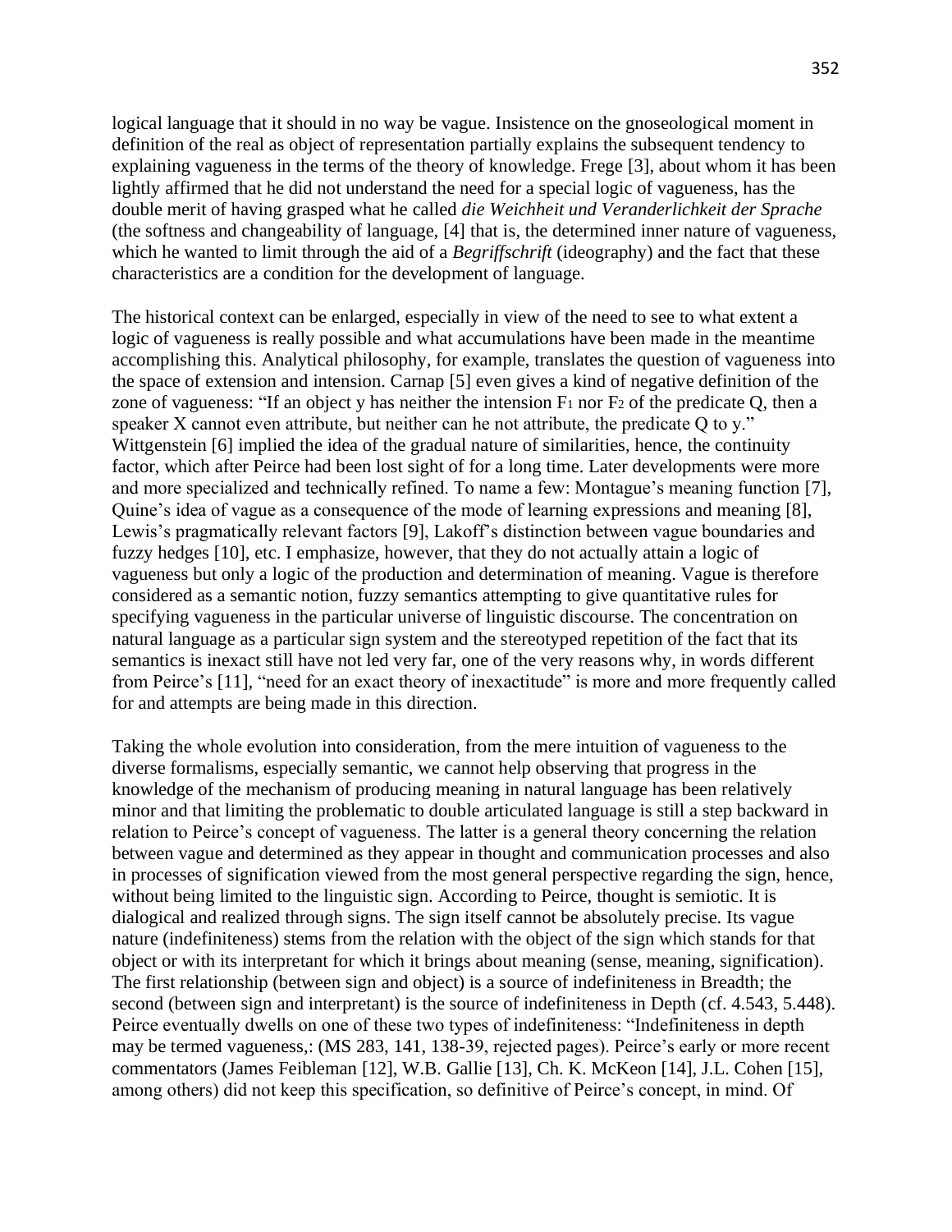logical language that it should in no way be vague. Insistence on the gnoseological moment in definition of the real as object of representation partially explains the subsequent tendency to explaining vagueness in the terms of the theory of knowledge. Frege [3], about whom it has been lightly affirmed that he did not understand the need for a special logic of vagueness, has the double merit of having grasped what he called *die Weichheit und Veranderlichkeit der Sprache* (the softness and changeability of language, [4] that is, the determined inner nature of vagueness, which he wanted to limit through the aid of a *Begriffschrift* (ideography) and the fact that these characteristics are a condition for the development of language.

The historical context can be enlarged, especially in view of the need to see to what extent a logic of vagueness is really possible and what accumulations have been made in the meantime accomplishing this. Analytical philosophy, for example, translates the question of vagueness into the space of extension and intension. Carnap [5] even gives a kind of negative definition of the zone of vagueness: "If an object y has neither the intension $F_1$ nor $F_2$ of the predicate Q, then a speaker X cannot even attribute, but neither can he not attribute, the predicate Q to y." Wittgenstein [6] implied the idea of the gradual nature of similarities, hence, the continuity factor, which after Peirce had been lost sight of for a long time. Later developments were more and more specialized and technically refined. To name a few: Montague's meaning function [7], Quine's idea of vague as a consequence of the mode of learning expressions and meaning [8], Lewis's pragmatically relevant factors [9], Lakoff's distinction between vague boundaries and fuzzy hedges [10], etc. I emphasize, however, that they do not actually attain a logic of vagueness but only a logic of the production and determination of meaning. Vague is therefore considered as a semantic notion, fuzzy semantics attempting to give quantitative rules for specifying vagueness in the particular universe of linguistic discourse. The concentration on natural language as a particular sign system and the stereotyped repetition of the fact that its semantics is inexact still have not led very far, one of the very reasons why, in words different from Peirce's [11], "need for an exact theory of inexactitude" is more and more frequently called for and attempts are being made in this direction.

Taking the whole evolution into consideration, from the mere intuition of vagueness to the diverse formalisms, especially semantic, we cannot help observing that progress in the knowledge of the mechanism of producing meaning in natural language has been relatively minor and that limiting the problematic to double articulated language is still a step backward in relation to Peirce's concept of vagueness. The latter is a general theory concerning the relation between vague and determined as they appear in thought and communication processes and also in processes of signification viewed from the most general perspective regarding the sign, hence, without being limited to the linguistic sign. According to Peirce, thought is semiotic. It is dialogical and realized through signs. The sign itself cannot be absolutely precise. Its vague nature (indefiniteness) stems from the relation with the object of the sign which stands for that object or with its interpretant for which it brings about meaning (sense, meaning, signification). The first relationship (between sign and object) is a source of indefiniteness in Breadth; the second (between sign and interpretant) is the source of indefiniteness in Depth (cf. 4.543, 5.448). Peirce eventually dwells on one of these two types of indefiniteness: "Indefiniteness in depth may be termed vagueness,: (MS 283, 141, 138-39, rejected pages). Peirce's early or more recent commentators (James Feibleman [12], W.B. Gallie [13], Ch. K. McKeon [14], J.L. Cohen [15], among others) did not keep this specification, so definitive of Peirce's concept, in mind. Of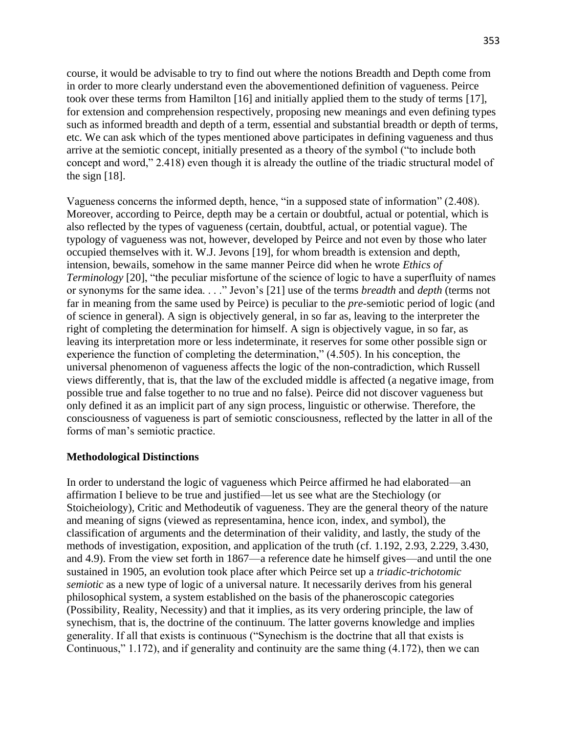course, it would be advisable to try to find out where the notions Breadth and Depth come from in order to more clearly understand even the abovementioned definition of vagueness. Peirce took over these terms from Hamilton [16] and initially applied them to the study of terms [17], for extension and comprehension respectively, proposing new meanings and even defining types such as informed breadth and depth of a term, essential and substantial breadth or depth of terms, etc. We can ask which of the types mentioned above participates in defining vagueness and thus arrive at the semiotic concept, initially presented as a theory of the symbol ("to include both concept and word," 2.418) even though it is already the outline of the triadic structural model of the sign [18].

Vagueness concerns the informed depth, hence, "in a supposed state of information" (2.408). Moreover, according to Peirce, depth may be a certain or doubtful, actual or potential, which is also reflected by the types of vagueness (certain, doubtful, actual, or potential vague). The typology of vagueness was not, however, developed by Peirce and not even by those who later occupied themselves with it. W.J. Jevons [19], for whom breadth is extension and depth, intension, bewails, somehow in the same manner Peirce did when he wrote *Ethics of Terminology* [20], "the peculiar misfortune of the science of logic to have a superfluity of names or synonyms for the same idea. . . ." Jevon's [21] use of the terms *breadth* and *depth* (terms not far in meaning from the same used by Peirce) is peculiar to the *pre*-semiotic period of logic (and of science in general). A sign is objectively general, in so far as, leaving to the interpreter the right of completing the determination for himself. A sign is objectively vague, in so far, as leaving its interpretation more or less indeterminate, it reserves for some other possible sign or experience the function of completing the determination," (4.505). In his conception, the universal phenomenon of vagueness affects the logic of the non-contradiction, which Russell views differently, that is, that the law of the excluded middle is affected (a negative image, from possible true and false together to no true and no false). Peirce did not discover vagueness but only defined it as an implicit part of any sign process, linguistic or otherwise. Therefore, the consciousness of vagueness is part of semiotic consciousness, reflected by the latter in all of the forms of man's semiotic practice.

## Methodological Distinctions

In order to understand the logic of vagueness which Peirce affirmed he had elaborated—an affirmation I believe to be true and justified—let us see what are the Stechiology (or Stoicheiology), Critic and Methodeutik of vagueness. They are the general theory of the nature and meaning of signs (viewed as representamina, hence icon, index, and symbol), the classification of arguments and the determination of their validity, and lastly, the study of the methods of investigation, exposition, and application of the truth (cf. 1.192, 2.93, 2.229, 3.430, and 4.9). From the view set forth in 1867—a reference date he himself gives—and until the one sustained in 1905, an evolution took place after which Peirce set up a *triadic-trichotomic semiotic* as a new type of logic of a universal nature. It necessarily derives from his general philosophical system, a system established on the basis of the phaneroscopic categories (Possibility, Reality, Necessity) and that it implies, as its very ordering principle, the law of synechism, that is, the doctrine of the continuum. The latter governs knowledge and implies generality. If all that exists is continuous ("Synechism is the doctrine that all that exists is Continuous," 1.172), and if generality and continuity are the same thing (4.172), then we can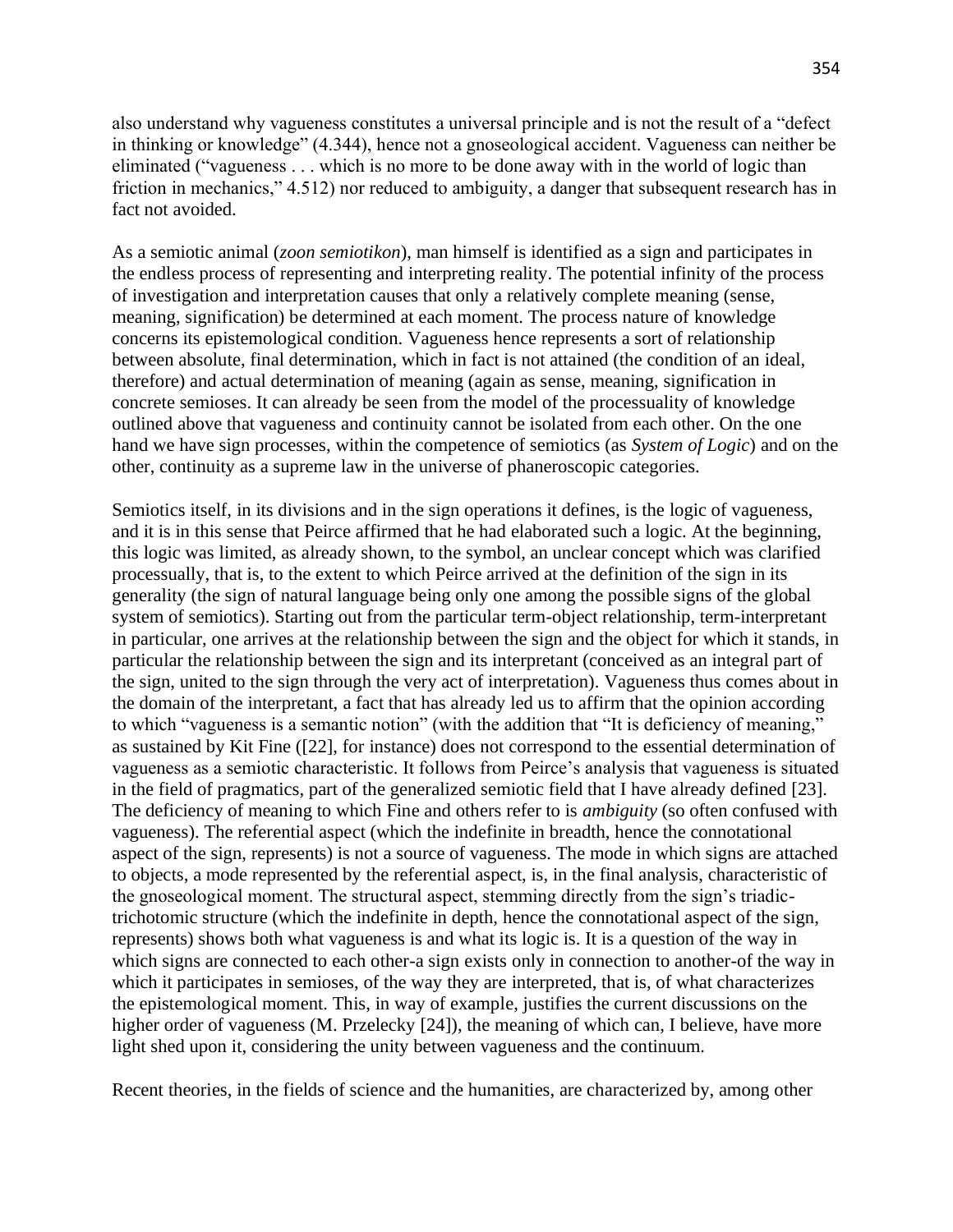also understand why vagueness constitutes a universal principle and is not the result of a "defect in thinking or knowledge" (4.344), hence not a gnoseological accident. Vagueness can neither be eliminated ("vagueness . . . which is no more to be done away with in the world of logic than friction in mechanics," 4.512) nor reduced to ambiguity, a danger that subsequent research has in fact not avoided.

As a semiotic animal (*zoon semiotikon*), man himself is identified as a sign and participates in the endless process of representing and interpreting reality. The potential infinity of the process of investigation and interpretation causes that only a relatively complete meaning (sense, meaning, signification) be determined at each moment. The process nature of knowledge concerns its epistemological condition. Vagueness hence represents a sort of relationship between absolute, final determination, which in fact is not attained (the condition of an ideal, therefore) and actual determination of meaning (again as sense, meaning, signification in concrete semioses. It can already be seen from the model of the processuality of knowledge outlined above that vagueness and continuity cannot be isolated from each other. On the one hand we have sign processes, within the competence of semiotics (as *System of Logic*) and on the other, continuity as a supreme law in the universe of phaneroscopic categories.

Semiotics itself, in its divisions and in the sign operations it defines, is the logic of vagueness, and it is in this sense that Peirce affirmed that he had elaborated such a logic. At the beginning, this logic was limited, as already shown, to the symbol, an unclear concept which was clarified processually, that is, to the extent to which Peirce arrived at the definition of the sign in its generality (the sign of natural language being only one among the possible signs of the global system of semiotics). Starting out from the particular term-object relationship, term-interpretant in particular, one arrives at the relationship between the sign and the object for which it stands, in particular the relationship between the sign and its interpretant (conceived as an integral part of the sign, united to the sign through the very act of interpretation). Vagueness thus comes about in the domain of the interpretant, a fact that has already led us to affirm that the opinion according to which "vagueness is a semantic notion" (with the addition that "It is deficiency of meaning," as sustained by Kit Fine ([22], for instance) does not correspond to the essential determination of vagueness as a semiotic characteristic. It follows from Peirce's analysis that vagueness is situated in the field of pragmatics, part of the generalized semiotic field that I have already defined [23]. The deficiency of meaning to which Fine and others refer to is *ambiguity* (so often confused with vagueness). The referential aspect (which the indefinite in breadth, hence the connotational aspect of the sign, represents) is not a source of vagueness. The mode in which signs are attached to objects, a mode represented by the referential aspect, is, in the final analysis, characteristic of the gnoseological moment. The structural aspect, stemming directly from the sign's triadic-trichotomic structure (which the indefinite in depth, hence the connotational aspect of the sign, represents) shows both what vagueness is and what its logic is. It is a question of the way in which signs are connected to each other-a sign exists only in connection to another-of the way in which it participates in semioses, of the way they are interpreted, that is, of what characterizes the epistemological moment. This, in way of example, justifies the current discussions on the higher order of vagueness (M. Przelecky [24]), the meaning of which can, I believe, have more light shed upon it, considering the unity between vagueness and the continuum.

Recent theories, in the fields of science and the humanities, are characterized by, among other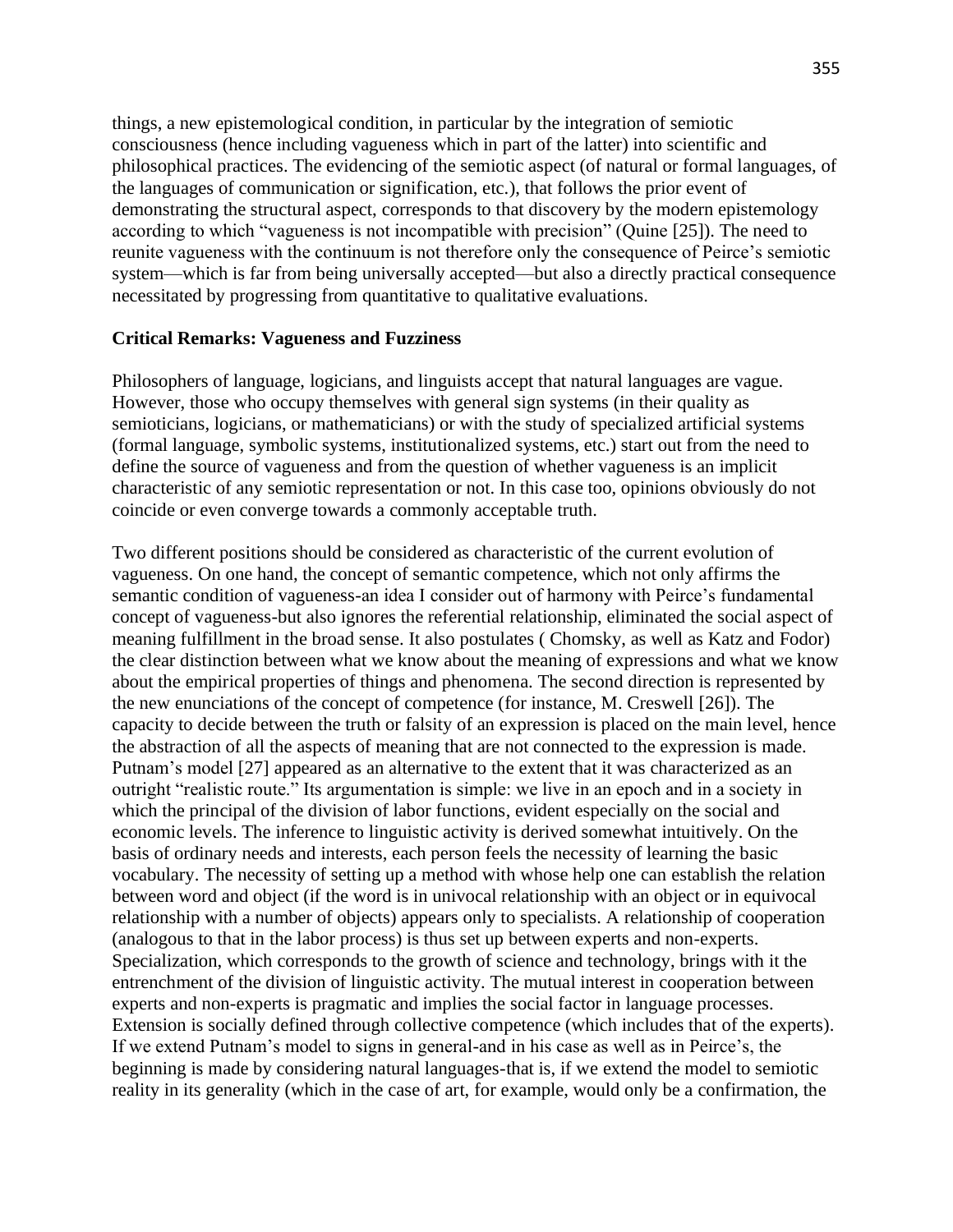things, a new epistemological condition, in particular by the integration of semiotic consciousness (hence including vagueness which in part of the latter) into scientific and philosophical practices. The evidencing of the semiotic aspect (of natural or formal languages, of the languages of communication or signification, etc.), that follows the prior event of demonstrating the structural aspect, corresponds to that discovery by the modern epistemology according to which "vagueness is not incompatible with precision" (Quine [25]). The need to reunite vagueness with the continuum is not therefore only the consequence of Peirce's semiotic system—which is far from being universally accepted—but also a directly practical consequence necessitated by progressing from quantitative to qualitative evaluations.

**Critical Remarks: Vagueness and Fuzziness**

Philosophers of language, logicians, and linguists accept that natural languages are vague. However, those who occupy themselves with general sign systems (in their quality as semioticians, logicians, or mathematicians) or with the study of specialized artificial systems (formal language, symbolic systems, institutionalized systems, etc.) start out from the need to define the source of vagueness and from the question of whether vagueness is an implicit characteristic of any semiotic representation or not. In this case too, opinions obviously do not coincide or even converge towards a commonly acceptable truth.

Two different positions should be considered as characteristic of the current evolution of vagueness. On one hand, the concept of semantic competence, which not only affirms the semantic condition of vagueness-an idea I consider out of harmony with Peirce's fundamental concept of vagueness-but also ignores the referential relationship, eliminated the social aspect of meaning fulfillment in the broad sense. It also postulates ( Chomsky, as well as Katz and Fodor) the clear distinction between what we know about the meaning of expressions and what we know about the empirical properties of things and phenomena. The second direction is represented by the new enunciations of the concept of competence (for instance, M. Creswell [26]). The capacity to decide between the truth or falsity of an expression is placed on the main level, hence the abstraction of all the aspects of meaning that are not connected to the expression is made. Putnam's model [27] appeared as an alternative to the extent that it was characterized as an outright "realistic route." Its argumentation is simple: we live in an epoch and in a society in which the principal of the division of labor functions, evident especially on the social and economic levels. The inference to linguistic activity is derived somewhat intuitively. On the basis of ordinary needs and interests, each person feels the necessity of learning the basic vocabulary. The necessity of setting up a method with whose help one can establish the relation between word and object (if the word is in univocal relationship with an object or in equivocal relationship with a number of objects) appears only to specialists. A relationship of cooperation (analogous to that in the labor process) is thus set up between experts and non-experts. Specialization, which corresponds to the growth of science and technology, brings with it the entrenchment of the division of linguistic activity. The mutual interest in cooperation between experts and non-experts is pragmatic and implies the social factor in language processes. Extension is socially defined through collective competence (which includes that of the experts). If we extend Putnam's model to signs in general-and in his case as well as in Peirce's, the beginning is made by considering natural languages-that is, if we extend the model to semiotic reality in its generality (which in the case of art, for example, would only be a confirmation, the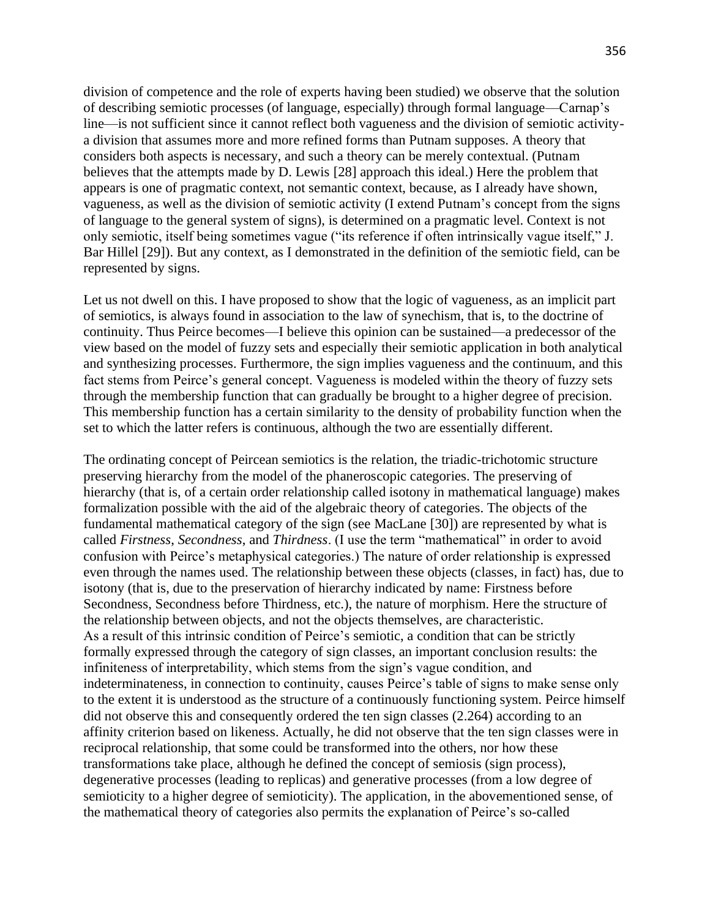division of competence and the role of experts having been studied) we observe that the solution of describing semiotic processes (of language, especially) through formal language—Carnap's line—is not sufficient since it cannot reflect both vagueness and the division of semiotic activity-a division that assumes more and more refined forms than Putnam supposes. A theory that considers both aspects is necessary, and such a theory can be merely contextual. (Putnam believes that the attempts made by D. Lewis [28] approach this ideal.) Here the problem that appears is one of pragmatic context, not semantic context, because, as I already have shown, vagueness, as well as the division of semiotic activity (I extend Putnam's concept from the signs of language to the general system of signs), is determined on a pragmatic level. Context is not only semiotic, itself being sometimes vague ("its reference if often intrinsically vague itself," J. Bar Hillel [29]). But any context, as I demonstrated in the definition of the semiotic field, can be represented by signs.

Let us not dwell on this. I have proposed to show that the logic of vagueness, as an implicit part of semiotics, is always found in association to the law of synechism, that is, to the doctrine of continuity. Thus Peirce becomes—I believe this opinion can be sustained—a predecessor of the view based on the model of fuzzy sets and especially their semiotic application in both analytical and synthesizing processes. Furthermore, the sign implies vagueness and the continuum, and this fact stems from Peirce's general concept. Vagueness is modeled within the theory of fuzzy sets through the membership function that can gradually be brought to a higher degree of precision. This membership function has a certain similarity to the density of probability function when the set to which the latter refers is continuous, although the two are essentially different.

The ordinating concept of Peircean semiotics is the relation, the triadic-trichotomic structure preserving hierarchy from the model of the phaneroscopic categories. The preserving of hierarchy (that is, of a certain order relationship called isotony in mathematical language) makes formalization possible with the aid of the algebraic theory of categories. The objects of the fundamental mathematical category of the sign (see MacLane [30]) are represented by what is called *Firstness*, *Secondness*, and *Thirdness*. (I use the term "mathematical" in order to avoid confusion with Peirce's metaphysical categories.) The nature of order relationship is expressed even through the names used. The relationship between these objects (classes, in fact) has, due to isotony (that is, due to the preservation of hierarchy indicated by name: Firstness before Secondness, Secondness before Thirdness, etc.), the nature of morphism. Here the structure of the relationship between objects, and not the objects themselves, are characteristic.
As a result of this intrinsic condition of Peirce's semiotic, a condition that can be strictly formally expressed through the category of sign classes, an important conclusion results: the infiniteness of interpretability, which stems from the sign's vague condition, and indeterminateness, in connection to continuity, causes Peirce's table of signs to make sense only to the extent it is understood as the structure of a continuously functioning system. Peirce himself did not observe this and consequently ordered the ten sign classes (2.264) according to an affinity criterion based on likeness. Actually, he did not observe that the ten sign classes were in reciprocal relationship, that some could be transformed into the others, nor how these transformations take place, although he defined the concept of semiosis (sign process), degenerative processes (leading to replicas) and generative processes (from a low degree of semioticity to a higher degree of semioticity). The application, in the abovementioned sense, of the mathematical theory of categories also permits the explanation of Peirce's so-called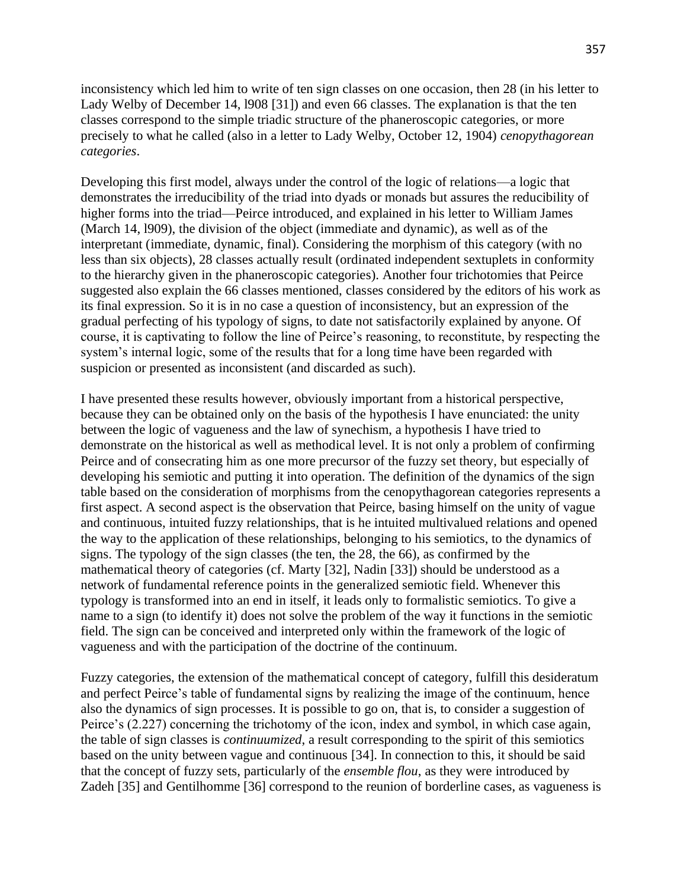inconsistency which led him to write of ten sign classes on one occasion, then 28 (in his letter to Lady Welby of December 14, l908 [31]) and even 66 classes. The explanation is that the ten classes correspond to the simple triadic structure of the phaneroscopic categories, or more precisely to what he called (also in a letter to Lady Welby, October 12, 1904) *cenopythagorean categories*.

Developing this first model, always under the control of the logic of relations—a logic that demonstrates the irreducibility of the triad into dyads or monads but assures the reducibility of higher forms into the triad—Peirce introduced, and explained in his letter to William James (March 14, l909), the division of the object (immediate and dynamic), as well as of the interpretant (immediate, dynamic, final). Considering the morphism of this category (with no less than six objects), 28 classes actually result (ordinated independent sextuplets in conformity to the hierarchy given in the phaneroscopic categories). Another four trichotomies that Peirce suggested also explain the 66 classes mentioned, classes considered by the editors of his work as its final expression. So it is in no case a question of inconsistency, but an expression of the gradual perfecting of his typology of signs, to date not satisfactorily explained by anyone. Of course, it is captivating to follow the line of Peirce's reasoning, to reconstitute, by respecting the system's internal logic, some of the results that for a long time have been regarded with suspicion or presented as inconsistent (and discarded as such).

I have presented these results however, obviously important from a historical perspective, because they can be obtained only on the basis of the hypothesis I have enunciated: the unity between the logic of vagueness and the law of synechism, a hypothesis I have tried to demonstrate on the historical as well as methodical level. It is not only a problem of confirming Peirce and of consecrating him as one more precursor of the fuzzy set theory, but especially of developing his semiotic and putting it into operation. The definition of the dynamics of the sign table based on the consideration of morphisms from the cenopythagorean categories represents a first aspect. A second aspect is the observation that Peirce, basing himself on the unity of vague and continuous, intuited fuzzy relationships, that is he intuited multivalued relations and opened the way to the application of these relationships, belonging to his semiotics, to the dynamics of signs. The typology of the sign classes (the ten, the 28, the 66), as confirmed by the mathematical theory of categories (cf. Marty [32], Nadin [33]) should be understood as a network of fundamental reference points in the generalized semiotic field. Whenever this typology is transformed into an end in itself, it leads only to formalistic semiotics. To give a name to a sign (to identify it) does not solve the problem of the way it functions in the semiotic field. The sign can be conceived and interpreted only within the framework of the logic of vagueness and with the participation of the doctrine of the continuum.

Fuzzy categories, the extension of the mathematical concept of category, fulfill this desideratum and perfect Peirce's table of fundamental signs by realizing the image of the continuum, hence also the dynamics of sign processes. It is possible to go on, that is, to consider a suggestion of Peirce's (2.227) concerning the trichotomy of the icon, index and symbol, in which case again, the table of sign classes is *continuumized*, a result corresponding to the spirit of this semiotics based on the unity between vague and continuous [34]. In connection to this, it should be said that the concept of fuzzy sets, particularly of the *ensemble flou*, as they were introduced by Zadeh [35] and Gentilhomme [36] correspond to the reunion of borderline cases, as vagueness is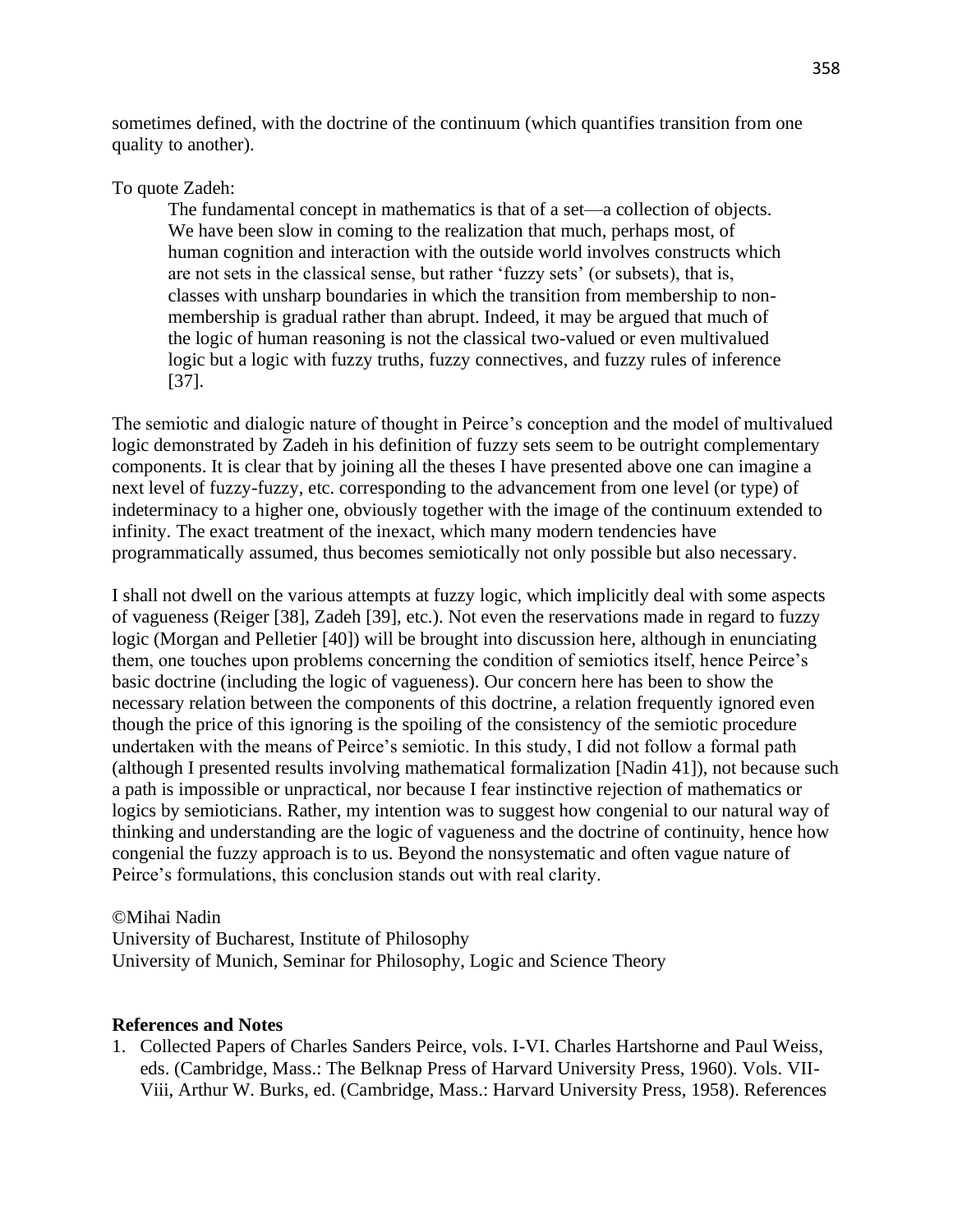sometimes defined, with the doctrine of the continuum (which quantifies transition from one quality to another).

To quote Zadeh:

> The fundamental concept in mathematics is that of a set—a collection of objects. We have been slow in coming to the realization that much, perhaps most, of human cognition and interaction with the outside world involves constructs which are not sets in the classical sense, but rather 'fuzzy sets' (or subsets), that is, classes with unsharp boundaries in which the transition from membership to non-membership is gradual rather than abrupt. Indeed, it may be argued that much of the logic of human reasoning is not the classical two-valued or even multivalued logic but a logic with fuzzy truths, fuzzy connectives, and fuzzy rules of inference [37].

The semiotic and dialogic nature of thought in Peirce's conception and the model of multivalued logic demonstrated by Zadeh in his definition of fuzzy sets seem to be outright complementary components. It is clear that by joining all the theses I have presented above one can imagine a next level of fuzzy-fuzzy, etc. corresponding to the advancement from one level (or type) of indeterminacy to a higher one, obviously together with the image of the continuum extended to infinity. The exact treatment of the inexact, which many modern tendencies have programmatically assumed, thus becomes semiotically not only possible but also necessary.

I shall not dwell on the various attempts at fuzzy logic, which implicitly deal with some aspects of vagueness (Reiger [38], Zadeh [39], etc.). Not even the reservations made in regard to fuzzy logic (Morgan and Pelletier [40]) will be brought into discussion here, although in enunciating them, one touches upon problems concerning the condition of semiotics itself, hence Peirce's basic doctrine (including the logic of vagueness). Our concern here has been to show the necessary relation between the components of this doctrine, a relation frequently ignored even though the price of this ignoring is the spoiling of the consistency of the semiotic procedure undertaken with the means of Peirce's semiotic. In this study, I did not follow a formal path (although I presented results involving mathematical formalization [Nadin 41]), not because such a path is impossible or unpractical, nor because I fear instinctive rejection of mathematics or logics by semioticians. Rather, my intention was to suggest how congenial to our natural way of thinking and understanding are the logic of vagueness and the doctrine of continuity, hence how congenial the fuzzy approach is to us. Beyond the nonsystematic and often vague nature of Peirce's formulations, this conclusion stands out with real clarity.

©Mihai Nadin
University of Bucharest, Institute of Philosophy
University of Munich, Seminar for Philosophy, Logic and Science Theory

**References and Notes**

1. Collected Papers of Charles Sanders Peirce, vols. I-VI. Charles Hartshorne and Paul Weiss, eds. (Cambridge, Mass.: The Belknap Press of Harvard University Press, 1960). Vols. VII-Viii, Arthur W. Burks, ed. (Cambridge, Mass.: Harvard University Press, 1958). References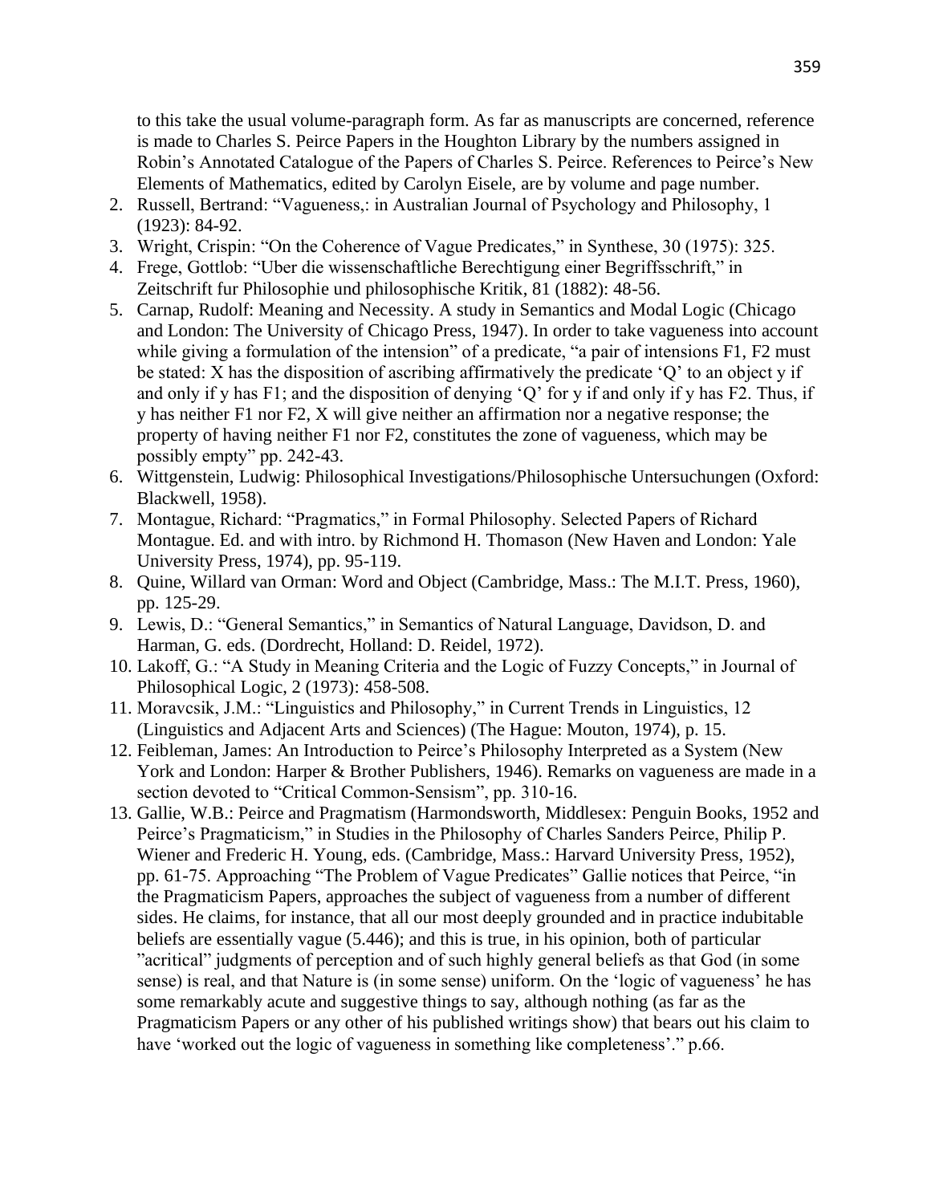to this take the usual volume-paragraph form. As far as manuscripts are concerned, reference is made to Charles S. Peirce Papers in the Houghton Library by the numbers assigned in Robin's Annotated Catalogue of the Papers of Charles S. Peirce. References to Peirce's New Elements of Mathematics, edited by Carolyn Eisele, are by volume and page number.

2. Russell, Bertrand: "Vagueness,: in Australian Journal of Psychology and Philosophy, 1 (1923): 84-92.
3. Wright, Crispin: "On the Coherence of Vague Predicates," in Synthese, 30 (1975): 325.
4. Frege, Gottlob: "Uber die wissenschaftliche Berechtigung einer Begriffsschrift," in Zeitschrift fur Philosophie und philosophische Kritik, 81 (1882): 48-56.
5. Carnap, Rudolf: Meaning and Necessity. A study in Semantics and Modal Logic (Chicago and London: The University of Chicago Press, 1947). In order to take vagueness into account while giving a formulation of the intension" of a predicate, "a pair of intensions F1, F2 must be stated: X has the disposition of ascribing affirmatively the predicate 'Q' to an object y if and only if y has F1; and the disposition of denying 'Q' for y if and only if y has F2. Thus, if y has neither F1 nor F2, X will give neither an affirmation nor a negative response; the property of having neither F1 nor F2, constitutes the zone of vagueness, which may be possibly empty" pp. 242-43.
6. Wittgenstein, Ludwig: Philosophical Investigations/Philosophische Untersuchungen (Oxford: Blackwell, 1958).
7. Montague, Richard: "Pragmatics," in Formal Philosophy. Selected Papers of Richard Montague. Ed. and with intro. by Richmond H. Thomason (New Haven and London: Yale University Press, 1974), pp. 95-119.
8. Quine, Willard van Orman: Word and Object (Cambridge, Mass.: The M.I.T. Press, 1960), pp. 125-29.
9. Lewis, D.: "General Semantics," in Semantics of Natural Language, Davidson, D. and Harman, G. eds. (Dordrecht, Holland: D. Reidel, 1972).
10. Lakoff, G.: "A Study in Meaning Criteria and the Logic of Fuzzy Concepts," in Journal of Philosophical Logic, 2 (1973): 458-508.
11. Moravcsik, J.M.: "Linguistics and Philosophy," in Current Trends in Linguistics, 12 (Linguistics and Adjacent Arts and Sciences) (The Hague: Mouton, 1974), p. 15.
12. Feibleman, James: An Introduction to Peirce's Philosophy Interpreted as a System (New York and London: Harper & Brother Publishers, 1946). Remarks on vagueness are made in a section devoted to "Critical Common-Sensism", pp. 310-16.
13. Gallie, W.B.: Peirce and Pragmatism (Harmondsworth, Middlesex: Penguin Books, 1952 and Peirce's Pragmaticism," in Studies in the Philosophy of Charles Sanders Peirce, Philip P. Wiener and Frederic H. Young, eds. (Cambridge, Mass.: Harvard University Press, 1952), pp. 61-75. Approaching "The Problem of Vague Predicates" Gallie notices that Peirce, "in the Pragmaticism Papers, approaches the subject of vagueness from a number of different sides. He claims, for instance, that all our most deeply grounded and in practice indubitable beliefs are essentially vague (5.446); and this is true, in his opinion, both of particular "acritical" judgments of perception and of such highly general beliefs as that God (in some sense) is real, and that Nature is (in some sense) uniform. On the 'logic of vagueness' he has some remarkably acute and suggestive things to say, although nothing (as far as the Pragmaticism Papers or any other of his published writings show) that bears out his claim to have 'worked out the logic of vagueness in something like completeness'." p.66.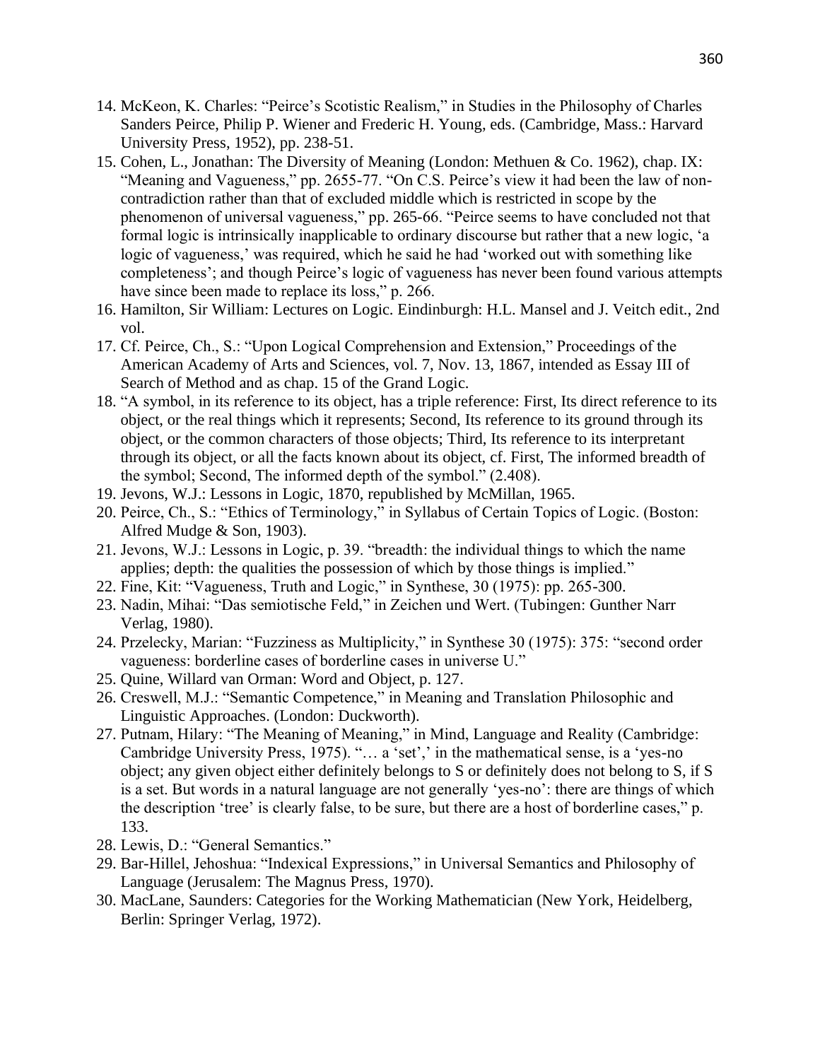14. McKeon, K. Charles: "Peirce's Scotistic Realism," in Studies in the Philosophy of Charles Sanders Peirce, Philip P. Wiener and Frederic H. Young, eds. (Cambridge, Mass.: Harvard University Press, 1952), pp. 238-51.
15. Cohen, L., Jonathan: The Diversity of Meaning (London: Methuen & Co. 1962), chap. IX: "Meaning and Vagueness," pp. 2655-77. "On C.S. Peirce's view it had been the law of non-contradiction rather than that of excluded middle which is restricted in scope by the phenomenon of universal vagueness," pp. 265-66. "Peirce seems to have concluded not that formal logic is intrinsically inapplicable to ordinary discourse but rather that a new logic, 'a logic of vagueness,' was required, which he said he had 'worked out with something like completeness'; and though Peirce's logic of vagueness has never been found various attempts have since been made to replace its loss," p. 266.
16. Hamilton, Sir William: Lectures on Logic. Eindinburgh: H.L. Mansel and J. Veitch edit., 2nd vol.
17. Cf. Peirce, Ch., S.: "Upon Logical Comprehension and Extension," Proceedings of the American Academy of Arts and Sciences, vol. 7, Nov. 13, 1867, intended as Essay III of Search of Method and as chap. 15 of the Grand Logic.
18. "A symbol, in its reference to its object, has a triple reference: First, Its direct reference to its object, or the real things which it represents; Second, Its reference to its ground through its object, or the common characters of those objects; Third, Its reference to its interpretant through its object, or all the facts known about its object, cf. First, The informed breadth of the symbol; Second, The informed depth of the symbol." (2.408).
19. Jevons, W.J.: Lessons in Logic, 1870, republished by McMillan, 1965.
20. Peirce, Ch., S.: "Ethics of Terminology," in Syllabus of Certain Topics of Logic. (Boston: Alfred Mudge & Son, 1903).
21. Jevons, W.J.: Lessons in Logic, p. 39. "breadth: the individual things to which the name applies; depth: the qualities the possession of which by those things is implied."
22. Fine, Kit: "Vagueness, Truth and Logic," in Synthese, 30 (1975): pp. 265-300.
23. Nadin, Mihai: "Das semiotische Feld," in Zeichen und Wert. (Tubingen: Gunther Narr Verlag, 1980).
24. Przelecky, Marian: "Fuzziness as Multiplicity," in Synthese 30 (1975): 375: "second order vagueness: borderline cases of borderline cases in universe U."
25. Quine, Willard van Orman: Word and Object, p. 127.
26. Creswell, M.J.: "Semantic Competence," in Meaning and Translation Philosophic and Linguistic Approaches. (London: Duckworth).
27. Putnam, Hilary: "The Meaning of Meaning," in Mind, Language and Reality (Cambridge: Cambridge University Press, 1975). "… a 'set',' in the mathematical sense, is a 'yes-no object; any given object either definitely belongs to S or definitely does not belong to S, if S is a set. But words in a natural language are not generally 'yes-no': there are things of which the description 'tree' is clearly false, to be sure, but there are a host of borderline cases," p. 133.
28. Lewis, D.: "General Semantics."
29. Bar-Hillel, Jehoshua: "Indexical Expressions," in Universal Semantics and Philosophy of Language (Jerusalem: The Magnus Press, 1970).
30. MacLane, Saunders: Categories for the Working Mathematician (New York, Heidelberg, Berlin: Springer Verlag, 1972).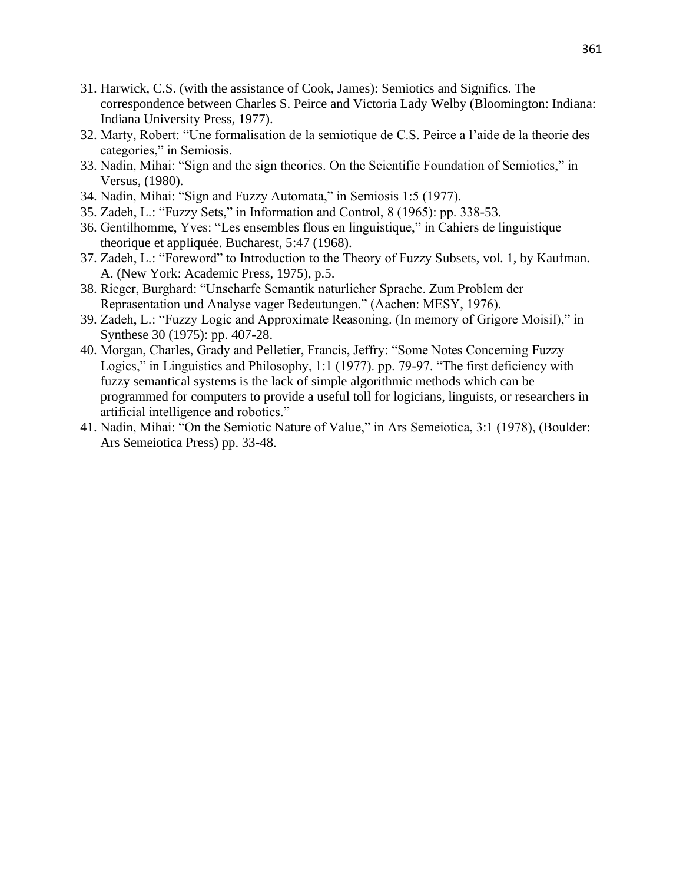31. Harwick, C.S. (with the assistance of Cook, James): Semiotics and Significs. The correspondence between Charles S. Peirce and Victoria Lady Welby (Bloomington: Indiana: Indiana University Press, 1977).
32. Marty, Robert: "Une formalisation de la semiotique de C.S. Peirce a l'aide de la theorie des categories," in Semiosis.
33. Nadin, Mihai: "Sign and the sign theories. On the Scientific Foundation of Semiotics," in Versus, (1980).
34. Nadin, Mihai: "Sign and Fuzzy Automata," in Semiosis 1:5 (1977).
35. Zadeh, L.: "Fuzzy Sets," in Information and Control, 8 (1965): pp. 338-53.
36. Gentilhomme, Yves: "Les ensembles flous en linguistique," in Cahiers de linguistique theorique et appliquée. Bucharest, 5:47 (1968).
37. Zadeh, L.: "Foreword" to Introduction to the Theory of Fuzzy Subsets, vol. 1, by Kaufman. A. (New York: Academic Press, 1975), p.5.
38. Rieger, Burghard: "Unscharfe Semantik naturlicher Sprache. Zum Problem der Reprasentation und Analyse vager Bedeutungen." (Aachen: MESY, 1976).
39. Zadeh, L.: "Fuzzy Logic and Approximate Reasoning. (In memory of Grigore Moisil)," in Synthese 30 (1975): pp. 407-28.
40. Morgan, Charles, Grady and Pelletier, Francis, Jeffry: "Some Notes Concerning Fuzzy Logics," in Linguistics and Philosophy, 1:1 (1977). pp. 79-97. "The first deficiency with fuzzy semantical systems is the lack of simple algorithmic methods which can be programmed for computers to provide a useful toll for logicians, linguists, or researchers in artificial intelligence and robotics."
41. Nadin, Mihai: "On the Semiotic Nature of Value," in Ars Semeiotica, 3:1 (1978), (Boulder: Ars Semeiotica Press) pp. 33-48.